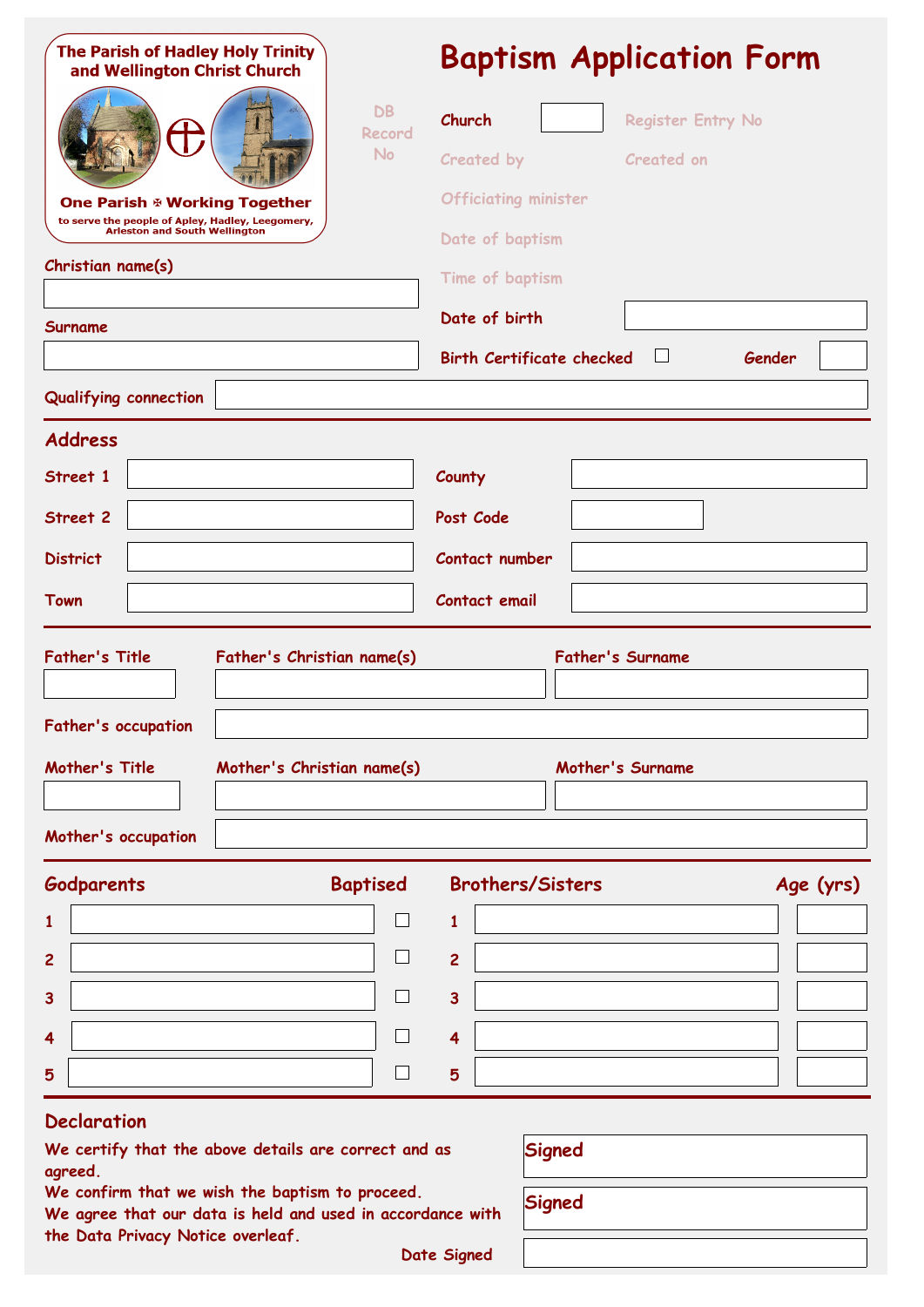**The Parish of Hadley Holy Trinity and Wellington Christ Church**

**One Parish ✠ Working Together**

to serve the people of Apley, Hadley, Leegomery, Arleston and South Wellington

# Baptism Application Form

DB Record No

Church

Register Entry No

Created by

Created on

Officiating minister

Date of baptism

Time of baptism

Christian name(s)

Surname

Date of birth

Birth Certificate checked ☐

Gender

Qualifying connection

## Address

Street 1

Street 2

District

Town

County

Post Code

Contact number

Contact email

Father's Title

Father's Christian name(s)

Father's Surname

Father's occupation

Mother's Title

Mother's Christian name(s)

Mother's Surname

Mother's occupation

| Godparents | Baptised |
|---|---|
| 1 | ☐ |
| 2 | ☐ |
| 3 | ☐ |
| 4 | ☐ |
| 5 | ☐ |

| Brothers/Sisters | Age (yrs) |
|---|---|
| 1 | |
| 2 | |
| 3 | |
| 4 | |
| 5 | |

## Declaration

We certify that the above details are correct and as agreed.
We confirm that we wish the baptism to proceed.
We agree that our data is held and used in accordance with the Data Privacy Notice overleaf.

Signed

Signed

Date Signed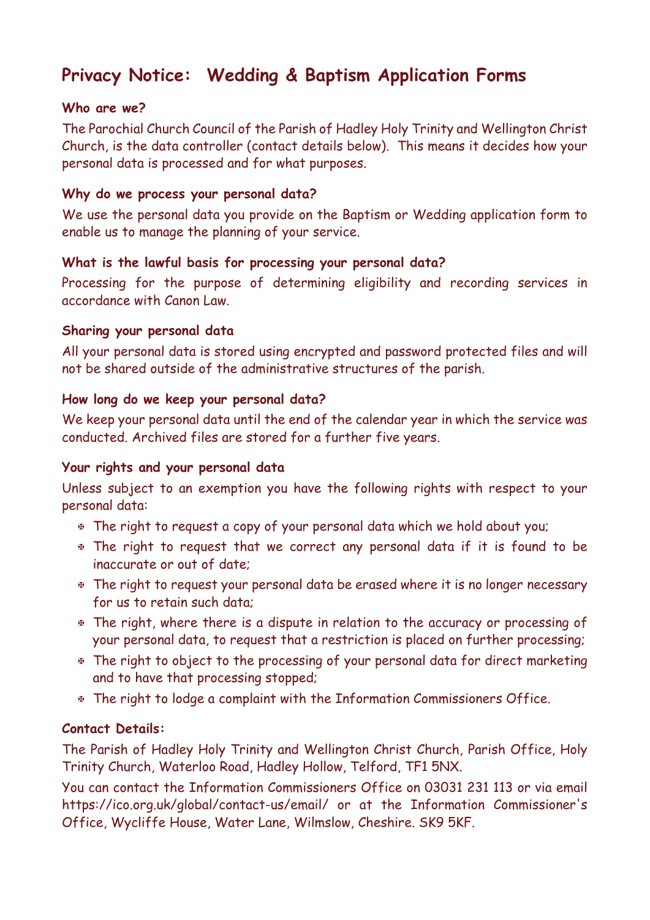# Privacy Notice: Wedding & Baptism Application Forms

### Who are we?

The Parochial Church Council of the Parish of Hadley Holy Trinity and Wellington Christ Church, is the data controller (contact details below). This means it decides how your personal data is processed and for what purposes.

### Why do we process your personal data?

We use the personal data you provide on the Baptism or Wedding application form to enable us to manage the planning of your service.

### What is the lawful basis for processing your personal data?

Processing for the purpose of determining eligibility and recording services in accordance with Canon Law.

### Sharing your personal data

All your personal data is stored using encrypted and password protected files and will not be shared outside of the administrative structures of the parish.

### How long do we keep your personal data?

We keep your personal data until the end of the calendar year in which the service was conducted. Archived files are stored for a further five years.

### Your rights and your personal data

Unless subject to an exemption you have the following rights with respect to your personal data:

- The right to request a copy of your personal data which we hold about you;
- The right to request that we correct any personal data if it is found to be inaccurate or out of date;
- The right to request your personal data be erased where it is no longer necessary for us to retain such data;
- The right, where there is a dispute in relation to the accuracy or processing of your personal data, to request that a restriction is placed on further processing;
- The right to object to the processing of your personal data for direct marketing and to have that processing stopped;
- The right to lodge a complaint with the Information Commissioners Office.

### Contact Details:

The Parish of Hadley Holy Trinity and Wellington Christ Church, Parish Office, Holy Trinity Church, Waterloo Road, Hadley Hollow, Telford, TF1 5NX.

You can contact the Information Commissioners Office on 03031 231 113 or via email https://ico.org.uk/global/contact-us/email/ or at the Information Commissioner's Office, Wycliffe House, Water Lane, Wilmslow, Cheshire. SK9 5KF.